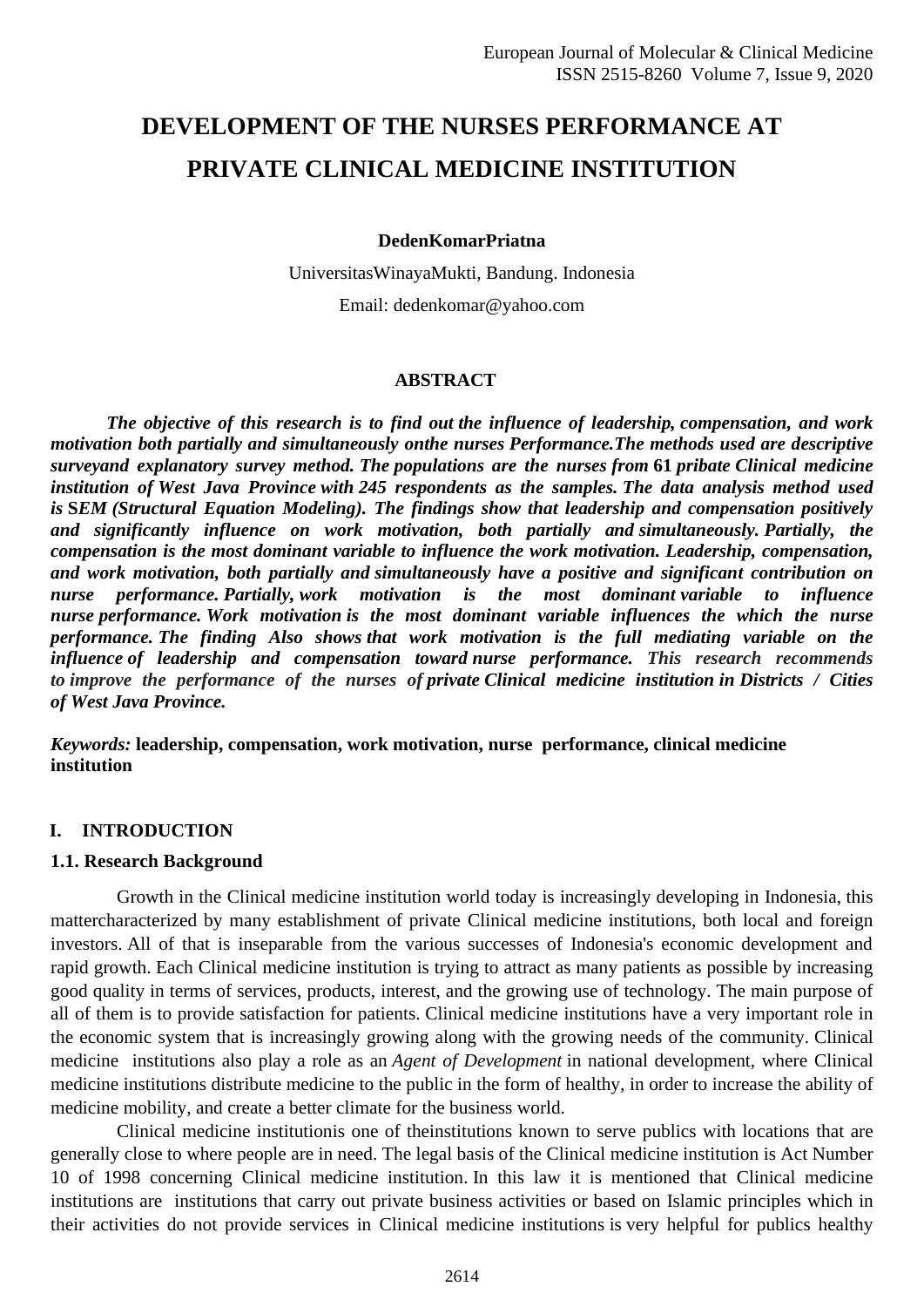# DEVELOPMENT OF THE NURSES PERFORMANCE AT PRIVATE CLINICAL MEDICINE INSTITUTION

**DedenKomarPriatna**

UniversitasWinayaMukti, Bandung. Indonesia

Email: dedenkomar@yahoo.com

**ABSTRACT**

***The objective of this research is to find out the influence of leadership, compensation, and work motivation both partially and simultaneously onthe nurses Performance.The methods used are descriptive surveyand explanatory survey method. The populations are the nurses from 61 pribate Clinical medicine institution of West Java Province with 245 respondents as the samples. The data analysis method used is SEM (Structural Equation Modeling). The findings show that leadership and compensation positively and significantly influence on work motivation, both partially and simultaneously. Partially, the compensation is the most dominant variable to influence the work motivation. Leadership, compensation, and work motivation, both partially and simultaneously have a positive and significant contribution on nurse performance. Partially, work motivation is the most dominant variable to influence nurse performance. Work motivation is the most dominant variable influences the which the nurse performance. The finding Also shows that work motivation is the full mediating variable on the influence of leadership and compensation toward nurse performance. This research recommends to improve the performance of the nurses of private Clinical medicine institution in Districts / Cities of West Java Province.***

*Keywords:* **leadership, compensation, work motivation, nurse performance, clinical medicine institution**

## I. INTRODUCTION

### 1.1. Research Background

Growth in the Clinical medicine institution world today is increasingly developing in Indonesia, this mattercharacterized by many establishment of private Clinical medicine institutions, both local and foreign investors. All of that is inseparable from the various successes of Indonesia's economic development and rapid growth. Each Clinical medicine institution is trying to attract as many patients as possible by increasing good quality in terms of services, products, interest, and the growing use of technology. The main purpose of all of them is to provide satisfaction for patients. Clinical medicine institutions have a very important role in the economic system that is increasingly growing along with the growing needs of the community. Clinical medicine institutions also play a role as an *Agent of Development* in national development, where Clinical medicine institutions distribute medicine to the public in the form of healthy, in order to increase the ability of medicine mobility, and create a better climate for the business world.

Clinical medicine institutionis one of theinstitutions known to serve publics with locations that are generally close to where people are in need. The legal basis of the Clinical medicine institution is Act Number 10 of 1998 concerning Clinical medicine institution. In this law it is mentioned that Clinical medicine institutions are institutions that carry out private business activities or based on Islamic principles which in their activities do not provide services in Clinical medicine institutions is very helpful for publics healthy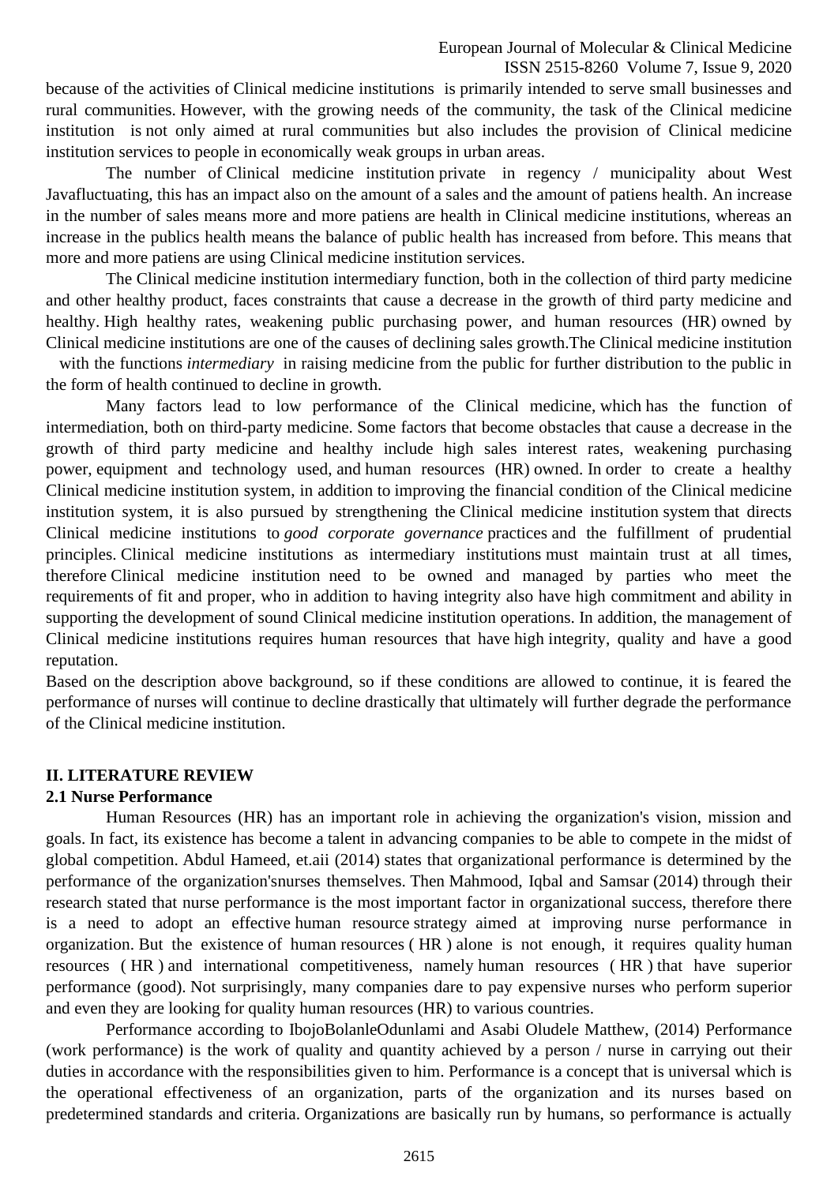because of the activities of Clinical medicine institutions is primarily intended to serve small businesses and rural communities. However, with the growing needs of the community, the task of the Clinical medicine institution is not only aimed at rural communities but also includes the provision of Clinical medicine institution services to people in economically weak groups in urban areas.

The number of Clinical medicine institution private in regency / municipality about West Javafluctuating, this has an impact also on the amount of a sales and the amount of patiens health. An increase in the number of sales means more and more patiens are health in Clinical medicine institutions, whereas an increase in the publics health means the balance of public health has increased from before. This means that more and more patiens are using Clinical medicine institution services.

The Clinical medicine institution intermediary function, both in the collection of third party medicine and other healthy product, faces constraints that cause a decrease in the growth of third party medicine and healthy. High healthy rates, weakening public purchasing power, and human resources (HR) owned by Clinical medicine institutions are one of the causes of declining sales growth.The Clinical medicine institution with the functions *intermediary* in raising medicine from the public for further distribution to the public in the form of health continued to decline in growth.

Many factors lead to low performance of the Clinical medicine, which has the function of intermediation, both on third-party medicine. Some factors that become obstacles that cause a decrease in the growth of third party medicine and healthy include high sales interest rates, weakening purchasing power, equipment and technology used, and human resources (HR) owned. In order to create a healthy Clinical medicine institution system, in addition to improving the financial condition of the Clinical medicine institution system, it is also pursued by strengthening the Clinical medicine institution system that directs Clinical medicine institutions to *good corporate governance* practices and the fulfillment of prudential principles. Clinical medicine institutions as intermediary institutions must maintain trust at all times, therefore Clinical medicine institution need to be owned and managed by parties who meet the requirements of fit and proper, who in addition to having integrity also have high commitment and ability in supporting the development of sound Clinical medicine institution operations. In addition, the management of Clinical medicine institutions requires human resources that have high integrity, quality and have a good reputation.

Based on the description above background, so if these conditions are allowed to continue, it is feared the performance of nurses will continue to decline drastically that ultimately will further degrade the performance of the Clinical medicine institution.

## II. LITERATURE REVIEW

### 2.1 Nurse Performance

Human Resources (HR) has an important role in achieving the organization's vision, mission and goals. In fact, its existence has become a talent in advancing companies to be able to compete in the midst of global competition. Abdul Hameed, et.aii (2014) states that organizational performance is determined by the performance of the organization'snurses themselves. Then Mahmood, Iqbal and Samsar (2014) through their research stated that nurse performance is the most important factor in organizational success, therefore there is a need to adopt an effective human resource strategy aimed at improving nurse performance in organization. But the existence of human resources ( HR ) alone is not enough, it requires quality human resources ( HR ) and international competitiveness, namely human resources ( HR ) that have superior performance (good). Not surprisingly, many companies dare to pay expensive nurses who perform superior and even they are looking for quality human resources (HR) to various countries.

Performance according to IbojoBolanleOdunlami and Asabi Oludele Matthew, (2014) Performance (work performance) is the work of quality and quantity achieved by a person / nurse in carrying out their duties in accordance with the responsibilities given to him. Performance is a concept that is universal which is the operational effectiveness of an organization, parts of the organization and its nurses based on predetermined standards and criteria. Organizations are basically run by humans, so performance is actually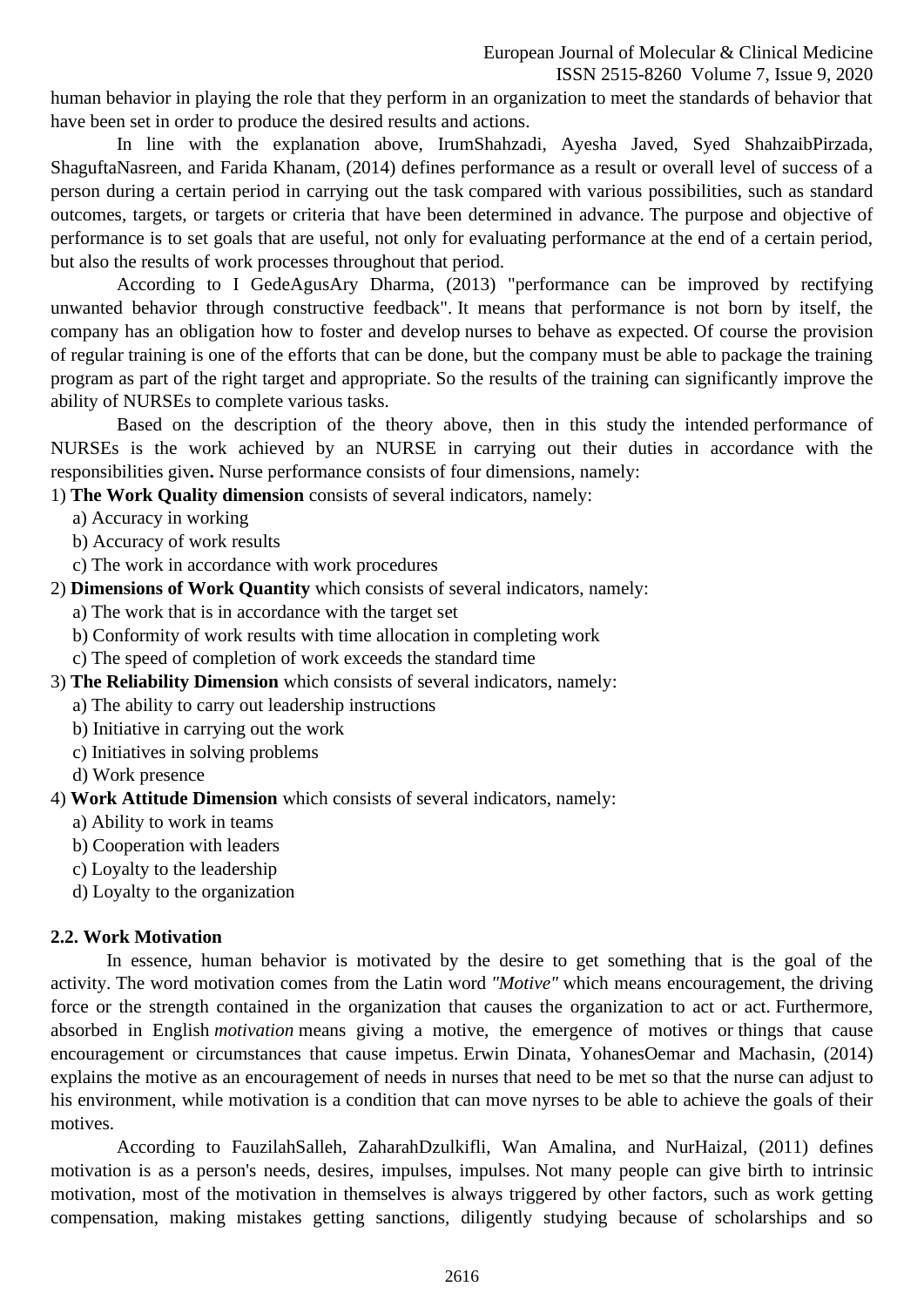human behavior in playing the role that they perform in an organization to meet the standards of behavior that have been set in order to produce the desired results and actions.

In line with the explanation above, IrumShahzadi, Ayesha Javed, Syed ShahzaibPirzada, ShaguftaNasreen, and Farida Khanam, (2014) defines performance as a result or overall level of success of a person during a certain period in carrying out the task compared with various possibilities, such as standard outcomes, targets, or targets or criteria that have been determined in advance. The purpose and objective of performance is to set goals that are useful, not only for evaluating performance at the end of a certain period, but also the results of work processes throughout that period.

According to I GedeAgusAry Dharma, (2013) "performance can be improved by rectifying unwanted behavior through constructive feedback". It means that performance is not born by itself, the company has an obligation how to foster and develop nurses to behave as expected. Of course the provision of regular training is one of the efforts that can be done, but the company must be able to package the training program as part of the right target and appropriate. So the results of the training can significantly improve the ability of NURSEs to complete various tasks.

Based on the description of the theory above, then in this study the intended performance of NURSEs is the work achieved by an NURSE in carrying out their duties in accordance with the responsibilities given**.** Nurse performance consists of four dimensions, namely:

1) **The Work Quality dimension** consists of several indicators, namely:
   a) Accuracy in working
   b) Accuracy of work results
   c) The work in accordance with work procedures
2) **Dimensions of Work Quantity** which consists of several indicators, namely:
   a) The work that is in accordance with the target set
   b) Conformity of work results with time allocation in completing work
   c) The speed of completion of work exceeds the standard time
3) **The Reliability Dimension** which consists of several indicators, namely:
   a) The ability to carry out leadership instructions
   b) Initiative in carrying out the work
   c) Initiatives in solving problems
   d) Work presence
4) **Work Attitude Dimension** which consists of several indicators, namely:
   a) Ability to work in teams
   b) Cooperation with leaders
   c) Loyalty to the leadership
   d) Loyalty to the organization

### 2.2. Work Motivation

In essence, human behavior is motivated by the desire to get something that is the goal of the activity. The word motivation comes from the Latin word *"Motive"* which means encouragement, the driving force or the strength contained in the organization that causes the organization to act or act. Furthermore, absorbed in English *motivation* means giving a motive, the emergence of motives or things that cause encouragement or circumstances that cause impetus. Erwin Dinata, YohanesOemar and Machasin, (2014) explains the motive as an encouragement of needs in nurses that need to be met so that the nurse can adjust to his environment, while motivation is a condition that can move nyrses to be able to achieve the goals of their motives.

According to FauzilahSalleh, ZaharahDzulkifli, Wan Amalina, and NurHaizal, (2011) defines motivation is as a person's needs, desires, impulses, impulses. Not many people can give birth to intrinsic motivation, most of the motivation in themselves is always triggered by other factors, such as work getting compensation, making mistakes getting sanctions, diligently studying because of scholarships and so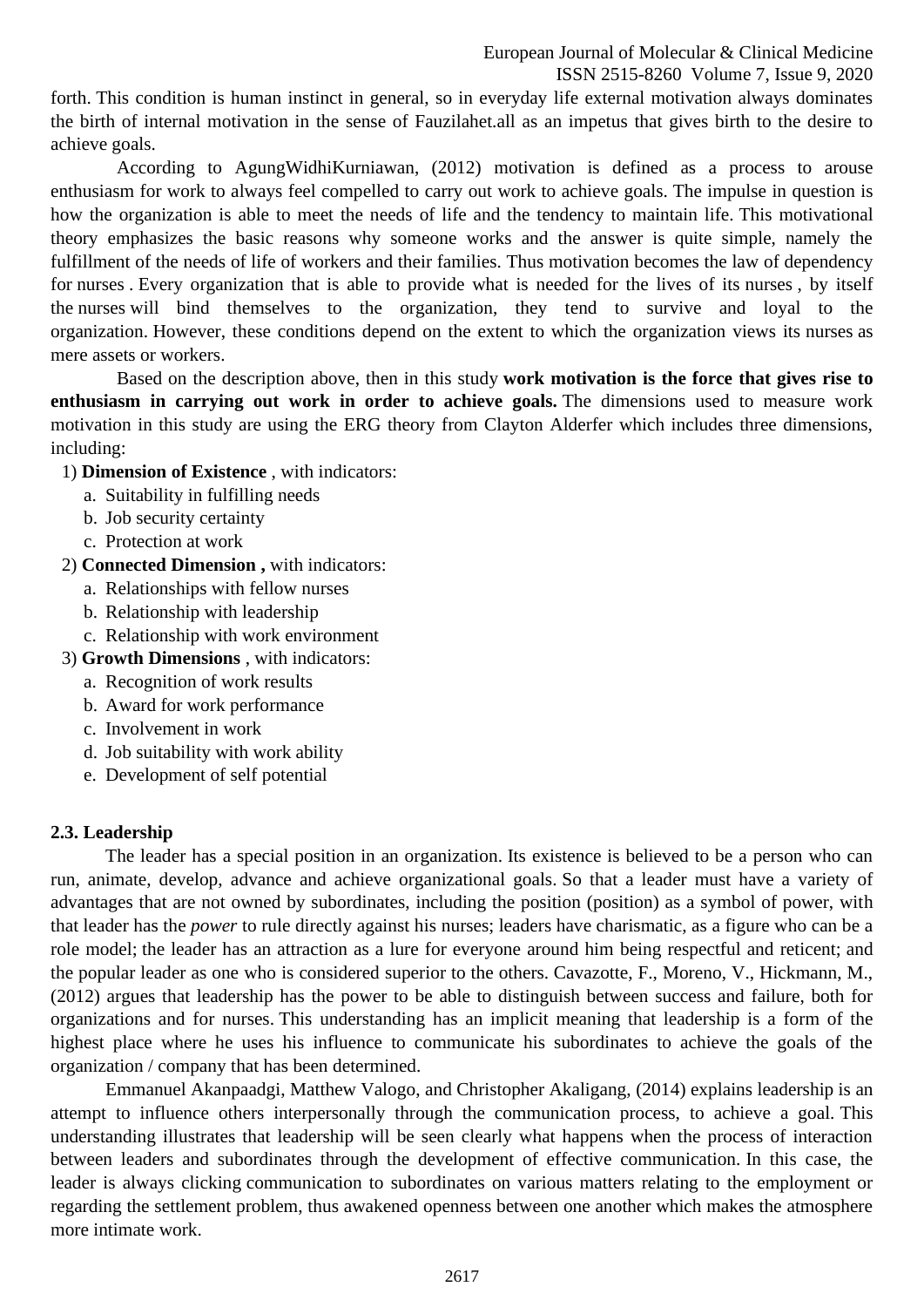forth. This condition is human instinct in general, so in everyday life external motivation always dominates the birth of internal motivation in the sense of Fauzilahet.all as an impetus that gives birth to the desire to achieve goals.

According to AgungWidhiKurniawan, (2012) motivation is defined as a process to arouse enthusiasm for work to always feel compelled to carry out work to achieve goals. The impulse in question is how the organization is able to meet the needs of life and the tendency to maintain life. This motivational theory emphasizes the basic reasons why someone works and the answer is quite simple, namely the fulfillment of the needs of life of workers and their families. Thus motivation becomes the law of dependency for nurses . Every organization that is able to provide what is needed for the lives of its nurses , by itself the nurses will bind themselves to the organization, they tend to survive and loyal to the organization. However, these conditions depend on the extent to which the organization views its nurses as mere assets or workers.

Based on the description above, then in this study **work motivation is the force that gives rise to enthusiasm in carrying out work in order to achieve goals.** The dimensions used to measure work motivation in this study are using the ERG theory from Clayton Alderfer which includes three dimensions, including:

1) **Dimension of Existence** , with indicators:
   a. Suitability in fulfilling needs
   b. Job security certainty
   c. Protection at work
2) **Connected Dimension ,** with indicators:
   a. Relationships with fellow nurses
   b. Relationship with leadership
   c. Relationship with work environment
3) **Growth Dimensions** , with indicators:
   a. Recognition of work results
   b. Award for work performance
   c. Involvement in work
   d. Job suitability with work ability
   e. Development of self potential

### 2.3. Leadership

The leader has a special position in an organization. Its existence is believed to be a person who can run, animate, develop, advance and achieve organizational goals. So that a leader must have a variety of advantages that are not owned by subordinates, including the position (position) as a symbol of power, with that leader has the *power* to rule directly against his nurses; leaders have charismatic, as a figure who can be a role model; the leader has an attraction as a lure for everyone around him being respectful and reticent; and the popular leader as one who is considered superior to the others. Cavazotte, F., Moreno, V., Hickmann, M., (2012) argues that leadership has the power to be able to distinguish between success and failure, both for organizations and for nurses. This understanding has an implicit meaning that leadership is a form of the highest place where he uses his influence to communicate his subordinates to achieve the goals of the organization / company that has been determined.

Emmanuel Akanpaadgi, Matthew Valogo, and Christopher Akaligang, (2014) explains leadership is an attempt to influence others interpersonally through the communication process, to achieve a goal. This understanding illustrates that leadership will be seen clearly what happens when the process of interaction between leaders and subordinates through the development of effective communication. In this case, the leader is always clicking communication to subordinates on various matters relating to the employment or regarding the settlement problem, thus awakened openness between one another which makes the atmosphere more intimate work.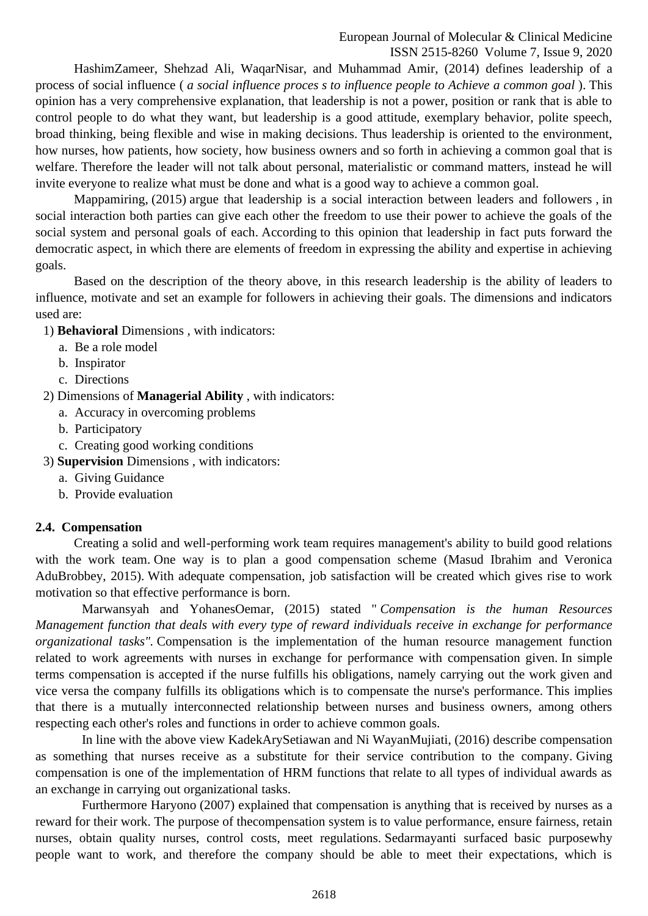HashimZameer, Shehzad Ali, WaqarNisar, and Muhammad Amir, (2014) defines leadership of a process of social influence ( *a social influence proces s to influence people to Achieve a common goal* ). This opinion has a very comprehensive explanation, that leadership is not a power, position or rank that is able to control people to do what they want, but leadership is a good attitude, exemplary behavior, polite speech, broad thinking, being flexible and wise in making decisions. Thus leadership is oriented to the environment, how nurses, how patients, how society, how business owners and so forth in achieving a common goal that is welfare. Therefore the leader will not talk about personal, materialistic or command matters, instead he will invite everyone to realize what must be done and what is a good way to achieve a common goal.

Mappamiring, (2015) argue that leadership is a social interaction between leaders and followers , in social interaction both parties can give each other the freedom to use their power to achieve the goals of the social system and personal goals of each. According to this opinion that leadership in fact puts forward the democratic aspect, in which there are elements of freedom in expressing the ability and expertise in achieving goals.

Based on the description of the theory above, in this research leadership is the ability of leaders to influence, motivate and set an example for followers in achieving their goals. The dimensions and indicators used are:

1) **Behavioral** Dimensions , with indicators:
   a. Be a role model
   b. Inspirator
   c. Directions
2) Dimensions of **Managerial Ability** , with indicators:
   a. Accuracy in overcoming problems
   b. Participatory
   c. Creating good working conditions
3) **Supervision** Dimensions , with indicators:
   a. Giving Guidance
   b. Provide evaluation

## 2.4. Compensation

Creating a solid and well-performing work team requires management's ability to build good relations with the work team. One way is to plan a good compensation scheme (Masud Ibrahim and Veronica AduBrobbey, 2015). With adequate compensation, job satisfaction will be created which gives rise to work motivation so that effective performance is born.

Marwansyah and YohanesOemar, (2015) stated " *Compensation is the human Resources Management function that deals with every type of reward individuals receive in exchange for performance organizational tasks".* Compensation is the implementation of the human resource management function related to work agreements with nurses in exchange for performance with compensation given. In simple terms compensation is accepted if the nurse fulfills his obligations, namely carrying out the work given and vice versa the company fulfills its obligations which is to compensate the nurse's performance. This implies that there is a mutually interconnected relationship between nurses and business owners, among others respecting each other's roles and functions in order to achieve common goals.

In line with the above view KadekArySetiawan and Ni WayanMujiati, (2016) describe compensation as something that nurses receive as a substitute for their service contribution to the company. Giving compensation is one of the implementation of HRM functions that relate to all types of individual awards as an exchange in carrying out organizational tasks.

Furthermore Haryono (2007) explained that compensation is anything that is received by nurses as a reward for their work. The purpose of thecompensation system is to value performance, ensure fairness, retain nurses, obtain quality nurses, control costs, meet regulations. Sedarmayanti surfaced basic purposewhy people want to work, and therefore the company should be able to meet their expectations, which is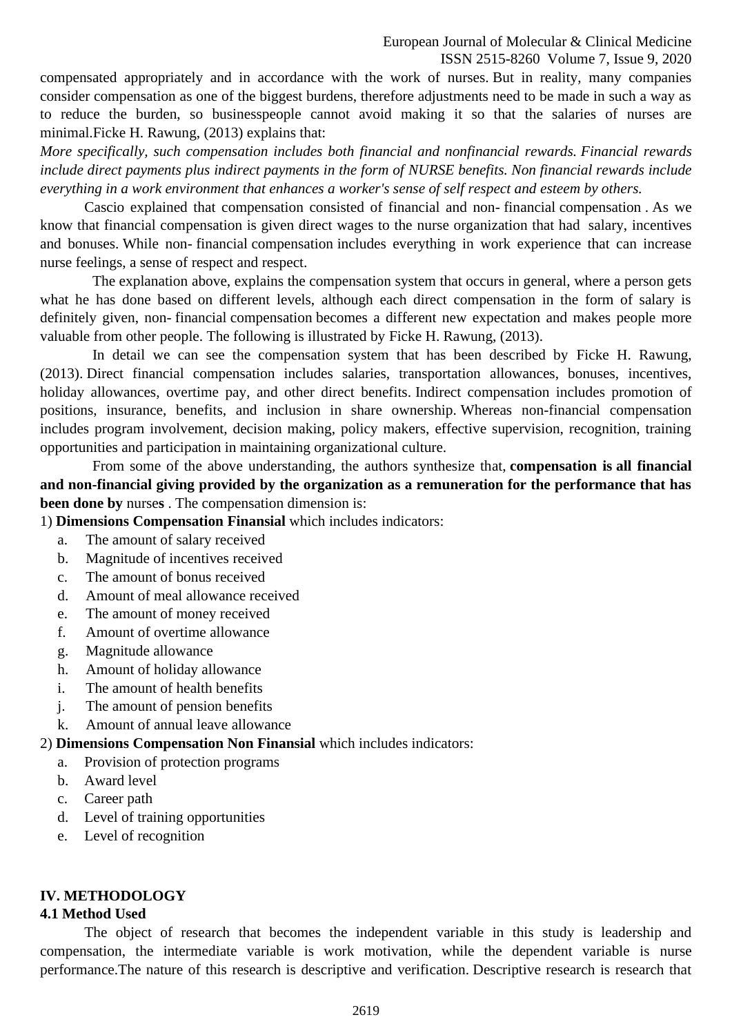compensated appropriately and in accordance with the work of nurses. But in reality, many companies consider compensation as one of the biggest burdens, therefore adjustments need to be made in such a way as to reduce the burden, so businesspeople cannot avoid making it so that the salaries of nurses are minimal.Ficke H. Rawung, (2013) explains that:

*More specifically, such compensation includes both financial and nonfinancial rewards. Financial rewards include direct payments plus indirect payments in the form of NURSE benefits. Non financial rewards include everything in a work environment that enhances a worker's sense of self respect and esteem by others.*

Cascio explained that compensation consisted of financial and non- financial compensation . As we know that financial compensation is given direct wages to the nurse organization that had salary, incentives and bonuses. While non- financial compensation includes everything in work experience that can increase nurse feelings, a sense of respect and respect.

The explanation above, explains the compensation system that occurs in general, where a person gets what he has done based on different levels, although each direct compensation in the form of salary is definitely given, non- financial compensation becomes a different new expectation and makes people more valuable from other people. The following is illustrated by Ficke H. Rawung, (2013).

In detail we can see the compensation system that has been described by Ficke H. Rawung, (2013). Direct financial compensation includes salaries, transportation allowances, bonuses, incentives, holiday allowances, overtime pay, and other direct benefits. Indirect compensation includes promotion of positions, insurance, benefits, and inclusion in share ownership. Whereas non-financial compensation includes program involvement, decision making, policy makers, effective supervision, recognition, training opportunities and participation in maintaining organizational culture.

From some of the above understanding, the authors synthesize that, **compensation is all financial and non-financial giving provided by the organization as a remuneration for the performance that has been done by** nurses . The compensation dimension is:

1) **Dimensions Compensation Finansial** which includes indicators:

a. The amount of salary received
b. Magnitude of incentives received
c. The amount of bonus received
d. Amount of meal allowance received
e. The amount of money received
f. Amount of overtime allowance
g. Magnitude allowance
h. Amount of holiday allowance
i. The amount of health benefits
j. The amount of pension benefits
k. Amount of annual leave allowance

2) **Dimensions Compensation Non Finansial** which includes indicators:

a. Provision of protection programs
b. Award level
c. Career path
d. Level of training opportunities
e. Level of recognition

## IV. METHODOLOGY

### 4.1 Method Used

The object of research that becomes the independent variable in this study is leadership and compensation, the intermediate variable is work motivation, while the dependent variable is nurse performance.The nature of this research is descriptive and verification. Descriptive research is research that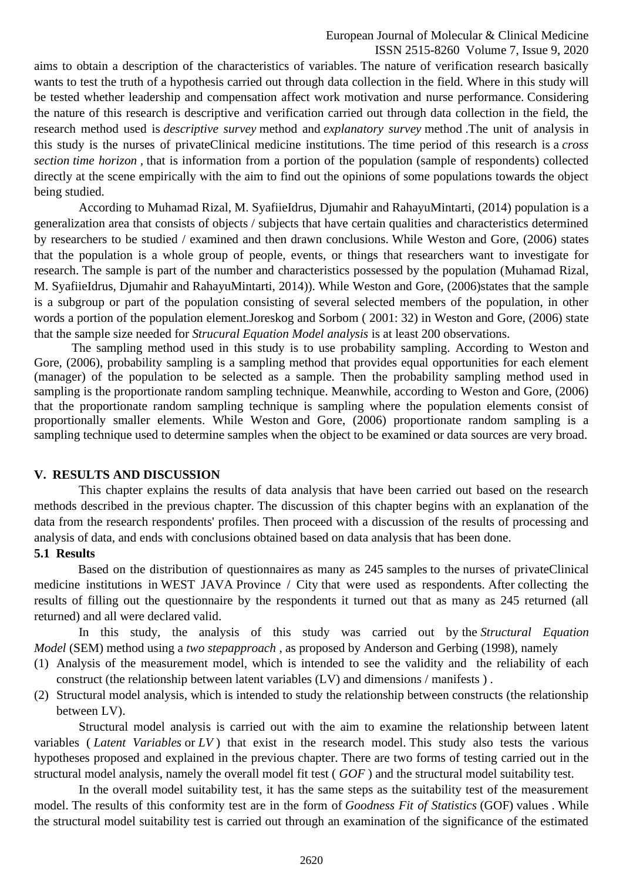aims to obtain a description of the characteristics of variables. The nature of verification research basically wants to test the truth of a hypothesis carried out through data collection in the field. Where in this study will be tested whether leadership and compensation affect work motivation and nurse performance. Considering the nature of this research is descriptive and verification carried out through data collection in the field, the research method used is *descriptive survey* method and *explanatory survey* method .The unit of analysis in this study is the nurses of privateClinical medicine institutions. The time period of this research is a *cross section time horizon* , that is information from a portion of the population (sample of respondents) collected directly at the scene empirically with the aim to find out the opinions of some populations towards the object being studied.

According to Muhamad Rizal, M. SyafiieIdrus, Djumahir and RahayuMintarti, (2014) population is a generalization area that consists of objects / subjects that have certain qualities and characteristics determined by researchers to be studied / examined and then drawn conclusions. While Weston and Gore, (2006) states that the population is a whole group of people, events, or things that researchers want to investigate for research. The sample is part of the number and characteristics possessed by the population (Muhamad Rizal, M. SyafiieIdrus, Djumahir and RahayuMintarti, 2014)). While Weston and Gore, (2006)states that the sample is a subgroup or part of the population consisting of several selected members of the population, in other words a portion of the population element.Joreskog and Sorbom ( 2001: 32) in Weston and Gore, (2006) state that the sample size needed for *Strucural Equation Model analysis* is at least 200 observations.

The sampling method used in this study is to use probability sampling. According to Weston and Gore, (2006), probability sampling is a sampling method that provides equal opportunities for each element (manager) of the population to be selected as a sample. Then the probability sampling method used in sampling is the proportionate random sampling technique. Meanwhile, according to Weston and Gore, (2006) that the proportionate random sampling technique is sampling where the population elements consist of proportionally smaller elements. While Weston and Gore, (2006) proportionate random sampling is a sampling technique used to determine samples when the object to be examined or data sources are very broad.

## V. RESULTS AND DISCUSSION

This chapter explains the results of data analysis that have been carried out based on the research methods described in the previous chapter. The discussion of this chapter begins with an explanation of the data from the research respondents' profiles. Then proceed with a discussion of the results of processing and analysis of data, and ends with conclusions obtained based on data analysis that has been done.

### 5.1 Results

Based on the distribution of questionnaires as many as 245 samples to the nurses of privateClinical medicine institutions in WEST JAVA Province / City that were used as respondents. After collecting the results of filling out the questionnaire by the respondents it turned out that as many as 245 returned (all returned) and all were declared valid.

In this study, the analysis of this study was carried out by the *Structural Equation Model* (SEM) method using a *two stepapproach* , as proposed by Anderson and Gerbing (1998), namely

(1) Analysis of the measurement model, which is intended to see the validity and the reliability of each construct (the relationship between latent variables (LV) and dimensions / manifests ) .
(2) Structural model analysis, which is intended to study the relationship between constructs (the relationship between LV).

Structural model analysis is carried out with the aim to examine the relationship between latent variables ( *Latent Variables* or *LV* ) that exist in the research model. This study also tests the various hypotheses proposed and explained in the previous chapter. There are two forms of testing carried out in the structural model analysis, namely the overall model fit test ( *GOF* ) and the structural model suitability test.

In the overall model suitability test, it has the same steps as the suitability test of the measurement model. The results of this conformity test are in the form of *Goodness Fit of Statistics* (GOF) values . While the structural model suitability test is carried out through an examination of the significance of the estimated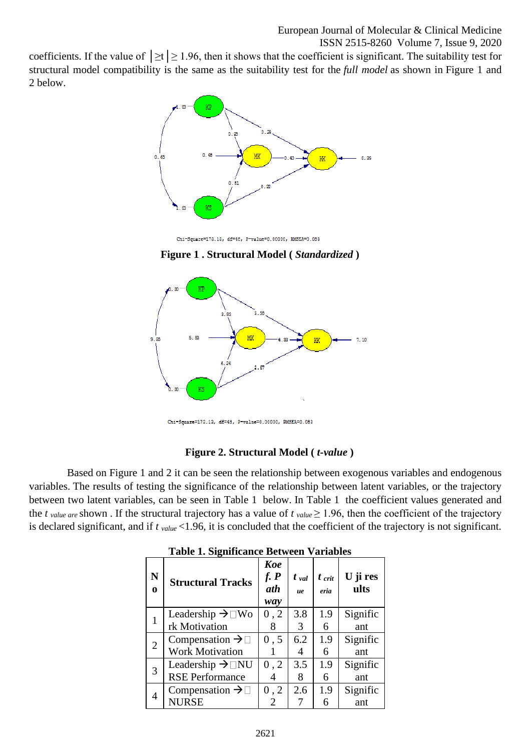coefficients. If the value of $|\geq t| \geq 1.96$, then it shows that the coefficient is significant. The suitability test for structural model compatibility is the same as the suitability test for the *full model* as shown in Figure 1 and 2 below.

KP
KS
MK
KK
1.00
0.65
1.00
0.28
0.24
0.48
0.40
0.39
0.51
0.22

Chi-Square=178.13, df=48, P-value=0.00000, RMSEA=0.083

**Figure 1 . Structural Model ( *Standardized* )**

KP
KS
MK
KK
0.00
9.35
0.00
3.83
3.58
5.83
4.33
7.10
6.24
2.67

Chi-Square=178.13, df=48, P-value=0.00000, RMSEA=0.083

**Figure 2. Structural Model ( *t-value* )**

Based on Figure 1 and 2 it can be seen the relationship between exogenous variables and endogenous variables. The results of testing the significance of the relationship between latent variables, or the trajectory between two latent variables, can be seen in Table 1 below. In Table 1 the coefficient values generated and the $t_{value\ are}$ shown . If the structural trajectory has a value of $t_{value} \geq 1.96$, then the coefficient of the trajectory is declared significant, and if $t_{value} < 1.96$, it is concluded that the coefficient of the trajectory is not significant.

**Table 1. Significance Between Variables**

| No | Structural Tracks | *Koef. Path way* | $t_{value}$ | $t_{crit\ eria}$ | Uji results |
|---|---|---|---|---|---|
| 1 | Leadership → Work Motivation | 0 , 28 | 3.83 | 1.96 | Significant |
| 2 | Compensation → Work Motivation | 0 , 51 | 6.24 | 1.96 | Significant |
| 3 | Leadership → NURSE Performance | 0 , 24 | 3.58 | 1.96 | Significant |
| 4 | Compensation → NURSE | 0 , 22 | 2.67 | 1.96 | Significant |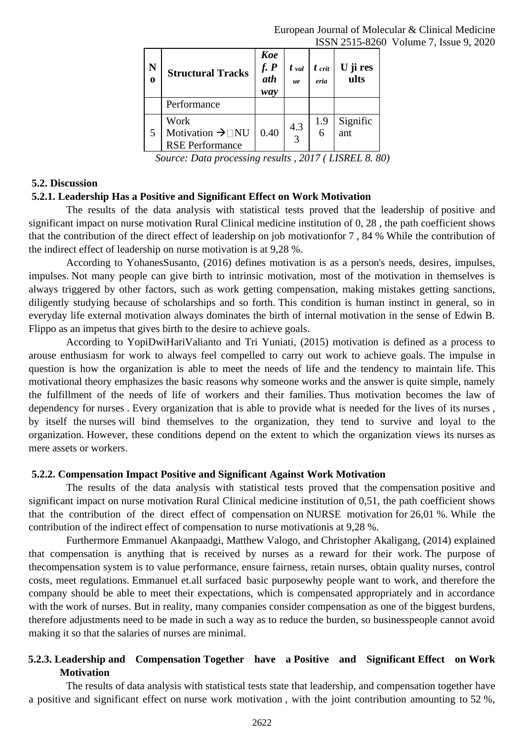| No | Structural Tracks | Koef. Path way | $t_{value}$ | $t_{crit eria}$ | Uji results |
|---|---|---|---|---|---|
| | Performance | | | | |
| 5 | Work Motivation → NURSE Performance | 0.40 | 4.33 | 1.96 | Significant |

*Source: Data processing results , 2017 ( LISREL 8. 80)*

### 5.2. Discussion

#### 5.2.1. Leadership Has a Positive and Significant Effect on Work Motivation

The results of the data analysis with statistical tests proved that the leadership of positive and significant impact on nurse motivation Rural Clinical medicine institution of 0, 28 , the path coefficient shows that the contribution of the direct effect of leadership on job motivationfor 7 , 84 % While the contribution of the indirect effect of leadership on nurse motivation is at 9,28 %.

According to YohanesSusanto, (2016) defines motivation is as a person's needs, desires, impulses, impulses. Not many people can give birth to intrinsic motivation, most of the motivation in themselves is always triggered by other factors, such as work getting compensation, making mistakes getting sanctions, diligently studying because of scholarships and so forth. This condition is human instinct in general, so in everyday life external motivation always dominates the birth of internal motivation in the sense of Edwin B. Flippo as an impetus that gives birth to the desire to achieve goals.

According to YopiDwiHariValianto and Tri Yuniati, (2015) motivation is defined as a process to arouse enthusiasm for work to always feel compelled to carry out work to achieve goals. The impulse in question is how the organization is able to meet the needs of life and the tendency to maintain life. This motivational theory emphasizes the basic reasons why someone works and the answer is quite simple, namely the fulfillment of the needs of life of workers and their families. Thus motivation becomes the law of dependency for nurses . Every organization that is able to provide what is needed for the lives of its nurses , by itself the nurses will bind themselves to the organization, they tend to survive and loyal to the organization. However, these conditions depend on the extent to which the organization views its nurses as mere assets or workers.

#### 5.2.2. Compensation Impact Positive and Significant Against Work Motivation

The results of the data analysis with statistical tests proved that the compensation positive and significant impact on nurse motivation Rural Clinical medicine institution of 0,51, the path coefficient shows that the contribution of the direct effect of compensation on NURSE motivation for 26,01 %. While the contribution of the indirect effect of compensation to nurse motivationis at 9,28 %.

Furthermore Emmanuel Akanpaadgi, Matthew Valogo, and Christopher Akaligang, (2014) explained that compensation is anything that is received by nurses as a reward for their work. The purpose of thecompensation system is to value performance, ensure fairness, retain nurses, obtain quality nurses, control costs, meet regulations. Emmanuel et.all surfaced basic purposewhy people want to work, and therefore the company should be able to meet their expectations, which is compensated appropriately and in accordance with the work of nurses. But in reality, many companies consider compensation as one of the biggest burdens, therefore adjustments need to be made in such a way as to reduce the burden, so businesspeople cannot avoid making it so that the salaries of nurses are minimal.

#### 5.2.3. Leadership and Compensation Together have a Positive and Significant Effect on Work Motivation

The results of data analysis with statistical tests state that leadership, and compensation together have a positive and significant effect on nurse work motivation , with the joint contribution amounting to 52 %,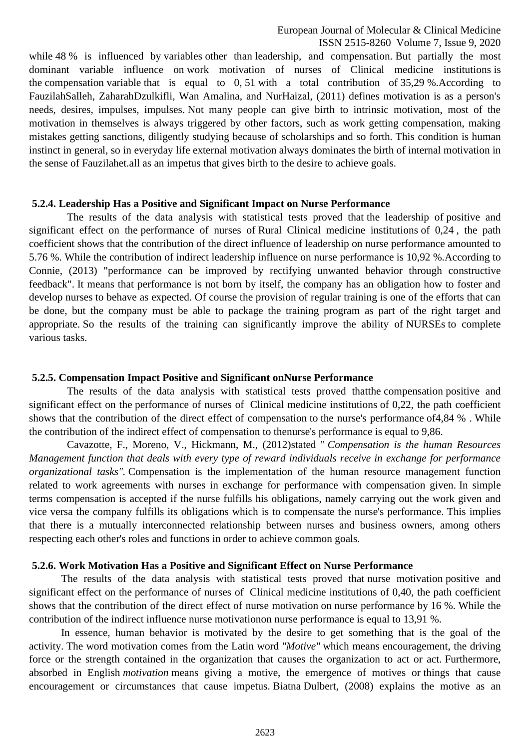while 48 % is influenced by variables other than leadership, and compensation. But partially the most dominant variable influence on work motivation of nurses of Clinical medicine institutions is the compensation variable that is equal to 0, 51 with a total contribution of 35,29 %.According to FauzilahSalleh, ZaharahDzulkifli, Wan Amalina, and NurHaizal, (2011) defines motivation is as a person's needs, desires, impulses, impulses. Not many people can give birth to intrinsic motivation, most of the motivation in themselves is always triggered by other factors, such as work getting compensation, making mistakes getting sanctions, diligently studying because of scholarships and so forth. This condition is human instinct in general, so in everyday life external motivation always dominates the birth of internal motivation in the sense of Fauzilahet.all as an impetus that gives birth to the desire to achieve goals.

### 5.2.4. Leadership Has a Positive and Significant Impact on Nurse Performance

The results of the data analysis with statistical tests proved that the leadership of positive and significant effect on the performance of nurses of Rural Clinical medicine institutions of 0,24 , the path coefficient shows that the contribution of the direct influence of leadership on nurse performance amounted to 5.76 %. While the contribution of indirect leadership influence on nurse performance is 10,92 %.According to Connie, (2013) "performance can be improved by rectifying unwanted behavior through constructive feedback". It means that performance is not born by itself, the company has an obligation how to foster and develop nurses to behave as expected. Of course the provision of regular training is one of the efforts that can be done, but the company must be able to package the training program as part of the right target and appropriate. So the results of the training can significantly improve the ability of NURSEs to complete various tasks.

### 5.2.5. Compensation Impact Positive and Significant onNurse Performance

The results of the data analysis with statistical tests proved thatthe compensation positive and significant effect on the performance of nurses of Clinical medicine institutions of 0,22, the path coefficient shows that the contribution of the direct effect of compensation to the nurse's performance of4,84 % . While the contribution of the indirect effect of compensation to thenurse's performance is equal to 9,86.

Cavazotte, F., Moreno, V., Hickmann, M., (2012)stated " *Compensation is the human Resources Management function that deals with every type of reward individuals receive in exchange for performance organizational tasks".* Compensation is the implementation of the human resource management function related to work agreements with nurses in exchange for performance with compensation given. In simple terms compensation is accepted if the nurse fulfills his obligations, namely carrying out the work given and vice versa the company fulfills its obligations which is to compensate the nurse's performance. This implies that there is a mutually interconnected relationship between nurses and business owners, among others respecting each other's roles and functions in order to achieve common goals.

### 5.2.6. Work Motivation Has a Positive and Significant Effect on Nurse Performance

The results of the data analysis with statistical tests proved that nurse motivation positive and significant effect on the performance of nurses of Clinical medicine institutions of 0,40, the path coefficient shows that the contribution of the direct effect of nurse motivation on nurse performance by 16 %. While the contribution of the indirect influence nurse motivationon nurse performance is equal to 13,91 %.

In essence, human behavior is motivated by the desire to get something that is the goal of the activity. The word motivation comes from the Latin word *"Motive"* which means encouragement, the driving force or the strength contained in the organization that causes the organization to act or act. Furthermore, absorbed in English *motivation* means giving a motive, the emergence of motives or things that cause encouragement or circumstances that cause impetus. Biatna Dulbert, (2008) explains the motive as an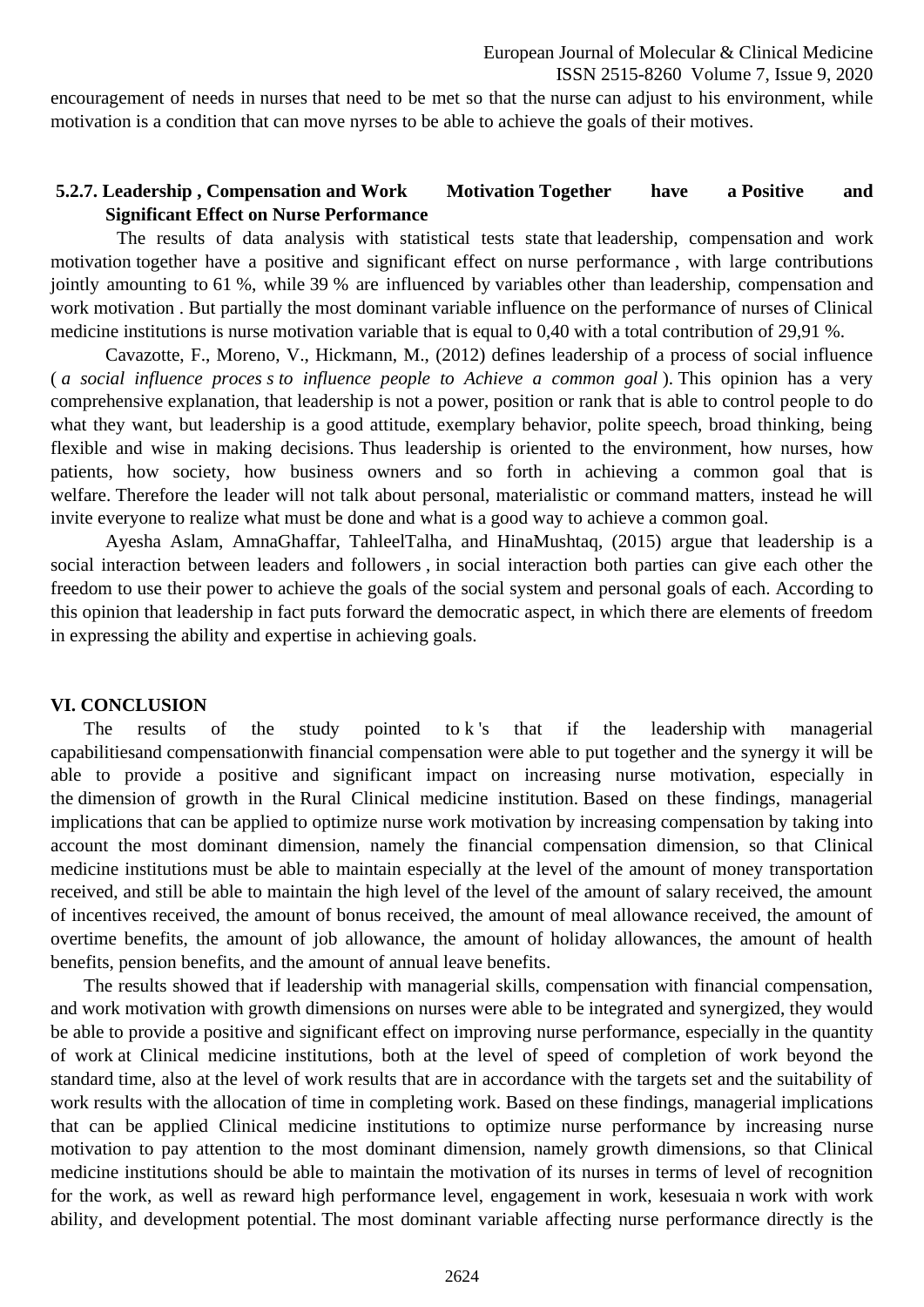encouragement of needs in nurses that need to be met so that the nurse can adjust to his environment, while motivation is a condition that can move nyrses to be able to achieve the goals of their motives.

### 5.2.7. Leadership , Compensation and Work Motivation Together have a Positive and Significant Effect on Nurse Performance

The results of data analysis with statistical tests state that leadership, compensation and work motivation together have a positive and significant effect on nurse performance , with large contributions jointly amounting to 61 %, while 39 % are influenced by variables other than leadership, compensation and work motivation . But partially the most dominant variable influence on the performance of nurses of Clinical medicine institutions is nurse motivation variable that is equal to 0,40 with a total contribution of 29,91 %.

Cavazotte, F., Moreno, V., Hickmann, M., (2012) defines leadership of a process of social influence ( *a social influence proces s to influence people to Achieve a common goal* ). This opinion has a very comprehensive explanation, that leadership is not a power, position or rank that is able to control people to do what they want, but leadership is a good attitude, exemplary behavior, polite speech, broad thinking, being flexible and wise in making decisions. Thus leadership is oriented to the environment, how nurses, how patients, how society, how business owners and so forth in achieving a common goal that is welfare. Therefore the leader will not talk about personal, materialistic or command matters, instead he will invite everyone to realize what must be done and what is a good way to achieve a common goal.

Ayesha Aslam, AmnaGhaffar, TahleelTalha, and HinaMushtaq, (2015) argue that leadership is a social interaction between leaders and followers , in social interaction both parties can give each other the freedom to use their power to achieve the goals of the social system and personal goals of each. According to this opinion that leadership in fact puts forward the democratic aspect, in which there are elements of freedom in expressing the ability and expertise in achieving goals.

## VI. CONCLUSION

The results of the study pointed to k 's that if the leadership with managerial capabilitiesand compensationwith financial compensation were able to put together and the synergy it will be able to provide a positive and significant impact on increasing nurse motivation, especially in the dimension of growth in the Rural Clinical medicine institution. Based on these findings, managerial implications that can be applied to optimize nurse work motivation by increasing compensation by taking into account the most dominant dimension, namely the financial compensation dimension, so that Clinical medicine institutions must be able to maintain especially at the level of the amount of money transportation received, and still be able to maintain the high level of the level of the amount of salary received, the amount of incentives received, the amount of bonus received, the amount of meal allowance received, the amount of overtime benefits, the amount of job allowance, the amount of holiday allowances, the amount of health benefits, pension benefits, and the amount of annual leave benefits.

The results showed that if leadership with managerial skills, compensation with financial compensation, and work motivation with growth dimensions on nurses were able to be integrated and synergized, they would be able to provide a positive and significant effect on improving nurse performance, especially in the quantity of work at Clinical medicine institutions, both at the level of speed of completion of work beyond the standard time, also at the level of work results that are in accordance with the targets set and the suitability of work results with the allocation of time in completing work. Based on these findings, managerial implications that can be applied Clinical medicine institutions to optimize nurse performance by increasing nurse motivation to pay attention to the most dominant dimension, namely growth dimensions, so that Clinical medicine institutions should be able to maintain the motivation of its nurses in terms of level of recognition for the work, as well as reward high performance level, engagement in work, kesesuaia n work with work ability, and development potential. The most dominant variable affecting nurse performance directly is the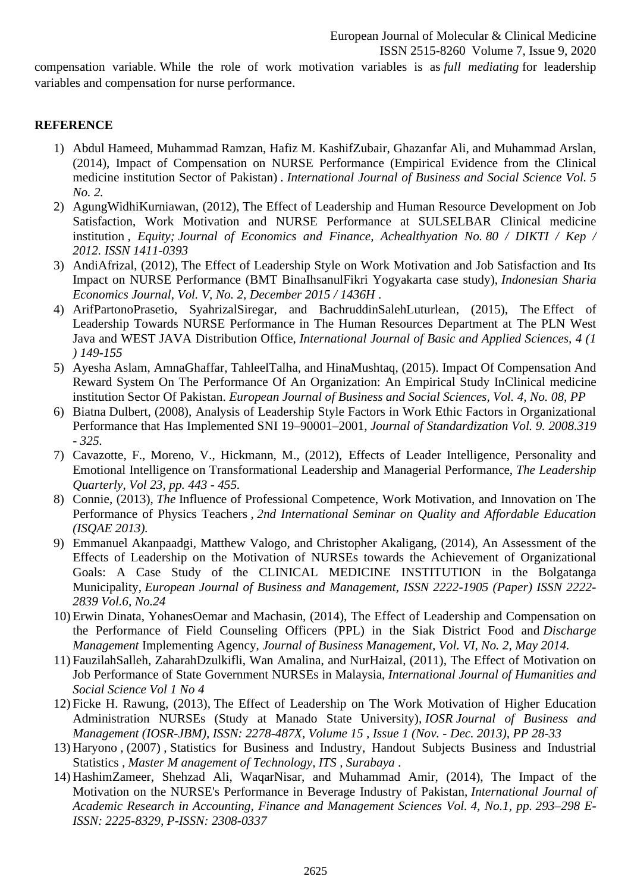compensation variable. While the role of work motivation variables is as *full mediating* for leadership variables and compensation for nurse performance.

## REFERENCE

1) Abdul Hameed, Muhammad Ramzan, Hafiz M. KashifZubair, Ghazanfar Ali, and Muhammad Arslan, (2014), Impact of Compensation on NURSE Performance (Empirical Evidence from the Clinical medicine institution Sector of Pakistan) . *International Journal of Business and Social Science Vol. 5 No. 2.*
2) AgungWidhiKurniawan, (2012), The Effect of Leadership and Human Resource Development on Job Satisfaction, Work Motivation and NURSE Performance at SULSELBAR Clinical medicine institution , *Equity; Journal of Economics and Finance, Achealthyation No. 80 / DIKTI / Kep / 2012. ISSN 1411-0393*
3) AndiAfrizal, (2012), The Effect of Leadership Style on Work Motivation and Job Satisfaction and Its Impact on NURSE Performance (BMT BinaIhsanulFikri Yogyakarta case study), *Indonesian Sharia Economics Journal, Vol. V, No. 2, December 2015 / 1436H .*
4) ArifPartonoPrasetio, SyahrizalSiregar, and BachruddinSalehLuturlean, (2015), The Effect of Leadership Towards NURSE Performance in The Human Resources Department at The PLN West Java and WEST JAVA Distribution Office, *International Journal of Basic and Applied Sciences, 4 (1 ) 149-155*
5) Ayesha Aslam, AmnaGhaffar, TahleelTalha, and HinaMushtaq, (2015). Impact Of Compensation And Reward System On The Performance Of An Organization: An Empirical Study InClinical medicine institution Sector Of Pakistan. *European Journal of Business and Social Sciences, Vol. 4, No. 08, PP*
6) Biatna Dulbert, (2008), Analysis of Leadership Style Factors in Work Ethic Factors in Organizational Performance that Has Implemented SNI 19–90001–2001, *Journal of Standardization Vol. 9. 2008.319 - 325.*
7) Cavazotte, F., Moreno, V., Hickmann, M., (2012), Effects of Leader Intelligence, Personality and Emotional Intelligence on Transformational Leadership and Managerial Performance, *The Leadership Quarterly, Vol 23, pp. 443 - 455.*
8) Connie, (2013), *The* Influence of Professional Competence, Work Motivation, and Innovation on The Performance of Physics Teachers , *2nd International Seminar on Quality and Affordable Education (ISQAE 2013).*
9) Emmanuel Akanpaadgi, Matthew Valogo, and Christopher Akaligang, (2014), An Assessment of the Effects of Leadership on the Motivation of NURSEs towards the Achievement of Organizational Goals: A Case Study of the CLINICAL MEDICINE INSTITUTION in the Bolgatanga Municipality, *European Journal of Business and Management, ISSN 2222-1905 (Paper) ISSN 2222-2839 Vol.6, No.24*
10) Erwin Dinata, YohanesOemar and Machasin, (2014), The Effect of Leadership and Compensation on the Performance of Field Counseling Officers (PPL) in the Siak District Food and *Discharge Management* Implementing Agency, *Journal of Business Management, Vol. VI, No. 2, May 2014.*
11) FauzilahSalleh, ZaharahDzulkifli, Wan Amalina, and NurHaizal, (2011), The Effect of Motivation on Job Performance of State Government NURSEs in Malaysia, *International Journal of Humanities and Social Science Vol 1 No 4*
12) Ficke H. Rawung, (2013), The Effect of Leadership on The Work Motivation of Higher Education Administration NURSEs (Study at Manado State University), *IOSR Journal of Business and Management (IOSR-JBM), ISSN: 2278-487X, Volume 15 , Issue 1 (Nov. - Dec. 2013), PP 28-33*
13) Haryono , (2007) , Statistics for Business and Industry, Handout Subjects Business and Industrial Statistics , *Master M anagement of Technology, ITS , Surabaya .*
14) HashimZameer, Shehzad Ali, WaqarNisar, and Muhammad Amir, (2014), The Impact of the Motivation on the NURSE's Performance in Beverage Industry of Pakistan, *International Journal of Academic Research in Accounting, Finance and Management Sciences Vol. 4, No.1, pp. 293–298 E-ISSN: 2225-8329, P-ISSN: 2308-0337*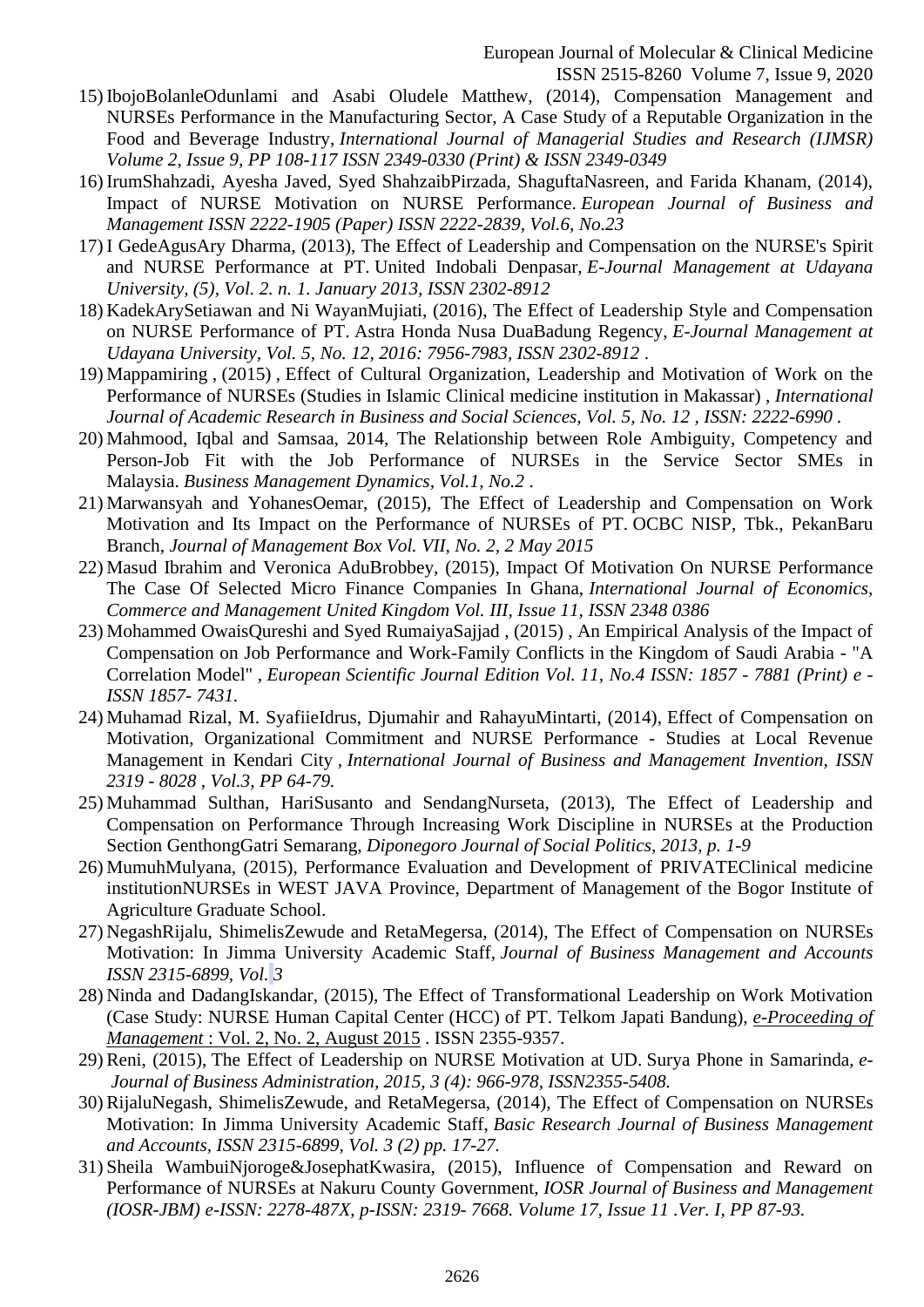15) IbojoBolanleOdunlami and Asabi Oludele Matthew, (2014), Compensation Management and NURSEs Performance in the Manufacturing Sector, A Case Study of a Reputable Organization in the Food and Beverage Industry, *International Journal of Managerial Studies and Research (IJMSR) Volume 2, Issue 9, PP 108-117 ISSN 2349-0330 (Print) & ISSN 2349-0349*
16) IrumShahzadi, Ayesha Javed, Syed ShahzaibPirzada, ShaguftaNasreen, and Farida Khanam, (2014), Impact of NURSE Motivation on NURSE Performance. *European Journal of Business and Management ISSN 2222-1905 (Paper) ISSN 2222-2839, Vol.6, No.23*
17) I GedeAgusAry Dharma, (2013), The Effect of Leadership and Compensation on the NURSE's Spirit and NURSE Performance at PT. United Indobali Denpasar, *E-Journal Management at Udayana University, (5), Vol. 2. n. 1. January 2013, ISSN 2302-8912*
18) KadekArySetiawan and Ni WayanMujiati, (2016), The Effect of Leadership Style and Compensation on NURSE Performance of PT. Astra Honda Nusa DuaBadung Regency, *E-Journal Management at Udayana University, Vol. 5, No. 12, 2016: 7956-7983, ISSN 2302-8912* .
19) Mappamiring , (2015) , Effect of Cultural Organization, Leadership and Motivation of Work on the Performance of NURSEs (Studies in Islamic Clinical medicine institution in Makassar) , *International Journal of Academic Research in Business and Social Sciences, Vol. 5, No. 12 , ISSN: 2222-6990* .
20) Mahmood, Iqbal and Samsaa, 2014, The Relationship between Role Ambiguity, Competency and Person-Job Fit with the Job Performance of NURSEs in the Service Sector SMEs in Malaysia. *Business Management Dynamics, Vol.1, No.2* .
21) Marwansyah and YohanesOemar, (2015), The Effect of Leadership and Compensation on Work Motivation and Its Impact on the Performance of NURSEs of PT. OCBC NISP, Tbk., PekanBaru Branch, *Journal of Management Box Vol. VII, No. 2, 2 May 2015*
22) Masud Ibrahim and Veronica AduBrobbey, (2015), Impact Of Motivation On NURSE Performance The Case Of Selected Micro Finance Companies In Ghana, *International Journal of Economics, Commerce and Management United Kingdom Vol. III, Issue 11, ISSN 2348 0386*
23) Mohammed OwaisQureshi and Syed RumaiyaSajjad , (2015) , An Empirical Analysis of the Impact of Compensation on Job Performance and Work-Family Conflicts in the Kingdom of Saudi Arabia - "A Correlation Model" , *European Scientific Journal Edition Vol. 11, No.4 ISSN: 1857 - 7881 (Print) e - ISSN 1857- 7431.*
24) Muhamad Rizal, M. SyafiieIdrus, Djumahir and RahayuMintarti, (2014), Effect of Compensation on Motivation, Organizational Commitment and NURSE Performance - Studies at Local Revenue Management in Kendari City , *International Journal of Business and Management Invention, ISSN 2319 - 8028 , Vol.3, PP 64-79.*
25) Muhammad Sulthan, HariSusanto and SendangNurseta, (2013), The Effect of Leadership and Compensation on Performance Through Increasing Work Discipline in NURSEs at the Production Section GenthongGatri Semarang, *Diponegoro Journal of Social Politics, 2013, p. 1-9*
26) MumuhMulyana, (2015), Performance Evaluation and Development of PRIVATEClinical medicine institutionNURSEs in WEST JAVA Province, Department of Management of the Bogor Institute of Agriculture Graduate School.
27) NegashRijalu, ShimelisZewude and RetaMegersa, (2014), The Effect of Compensation on NURSEs Motivation: In Jimma University Academic Staff, *Journal of Business Management and Accounts ISSN 2315-6899, Vol. 3*
28) Ninda and DadangIskandar, (2015), The Effect of Transformational Leadership on Work Motivation (Case Study: NURSE Human Capital Center (HCC) of PT. Telkom Japati Bandung), *e-Proceeding of Management* : Vol. 2, No. 2, August 2015 . ISSN 2355-9357.
29) Reni, (2015), The Effect of Leadership on NURSE Motivation at UD. Surya Phone in Samarinda, *e-Journal of Business Administration, 2015, 3 (4): 966-978, ISSN2355-5408.*
30) RijaluNegash, ShimelisZewude, and RetaMegersa, (2014), The Effect of Compensation on NURSEs Motivation: In Jimma University Academic Staff, *Basic Research Journal of Business Management and Accounts, ISSN 2315-6899, Vol. 3 (2) pp. 17-27.*
31) Sheila WambuiNjoroge&JosephatKwasira, (2015), Influence of Compensation and Reward on Performance of NURSEs at Nakuru County Government, *IOSR Journal of Business and Management (IOSR-JBM) e-ISSN: 2278-487X, p-ISSN: 2319- 7668. Volume 17, Issue 11 .Ver. I, PP 87-93.*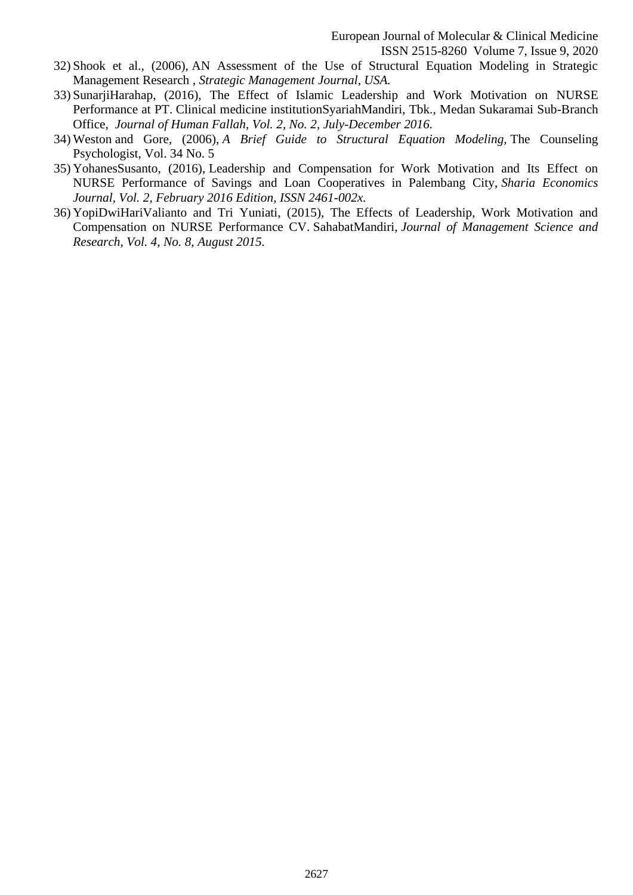32) Shook et al., (2006), AN Assessment of the Use of Structural Equation Modeling in Strategic Management Research , *Strategic Management Journal, USA.*
33) SunarjiHarahap, (2016), The Effect of Islamic Leadership and Work Motivation on NURSE Performance at PT. Clinical medicine institutionSyariahMandiri, Tbk., Medan Sukaramai Sub-Branch Office, *Journal of Human Fallah, Vol. 2, No. 2, July-December 2016.*
34) Weston and Gore, (2006), *A Brief Guide to Structural Equation Modeling,* The Counseling Psychologist, Vol. 34 No. 5
35) YohanesSusanto, (2016), Leadership and Compensation for Work Motivation and Its Effect on NURSE Performance of Savings and Loan Cooperatives in Palembang City, *Sharia Economics Journal, Vol. 2, February 2016 Edition, ISSN 2461-002x.*
36) YopiDwiHariValianto and Tri Yuniati, (2015), The Effects of Leadership, Work Motivation and Compensation on NURSE Performance CV. SahabatMandiri, *Journal of Management Science and Research, Vol. 4, No. 8, August 2015.*